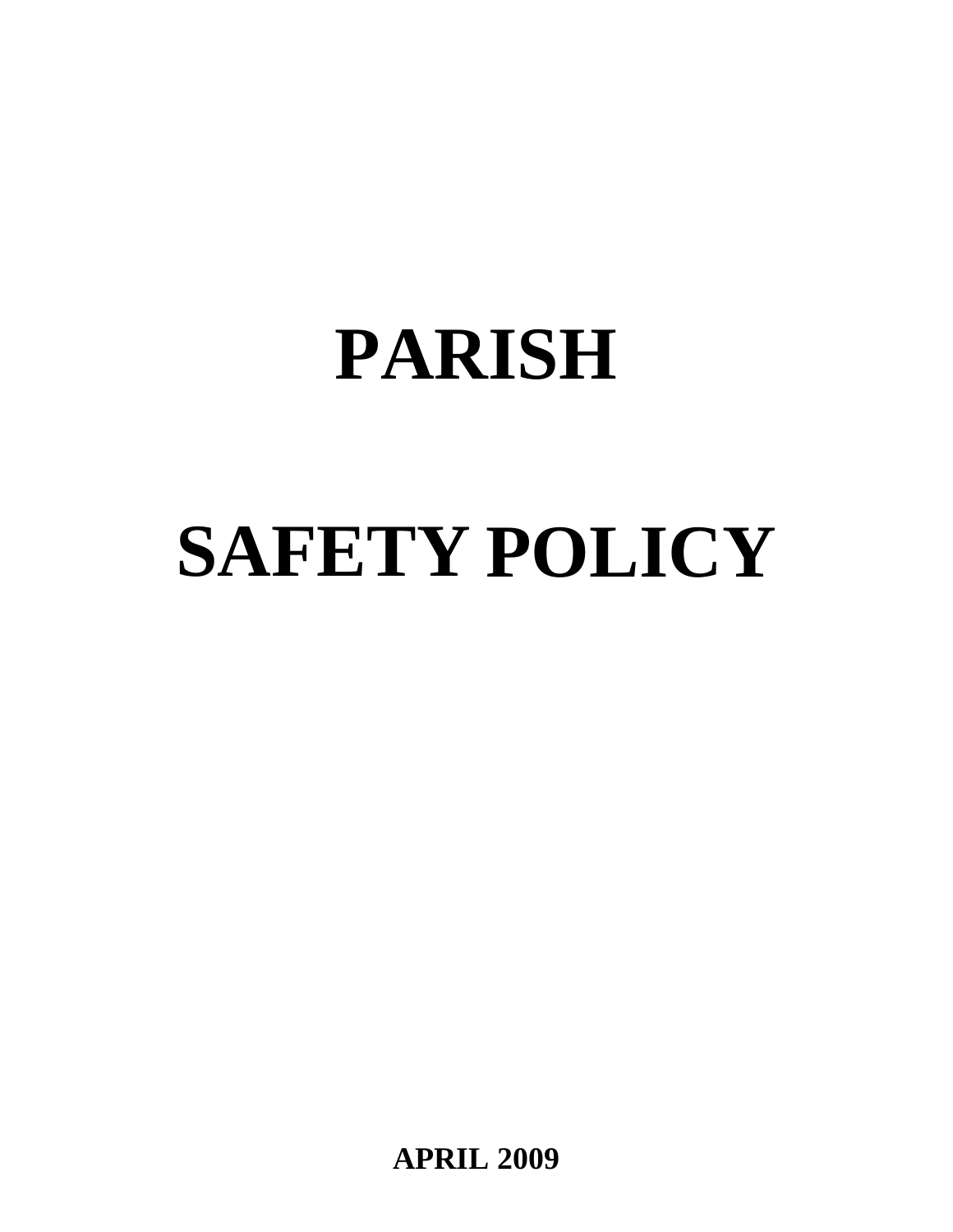# PARISH

# SAFETY POLICY

**APRIL 2009**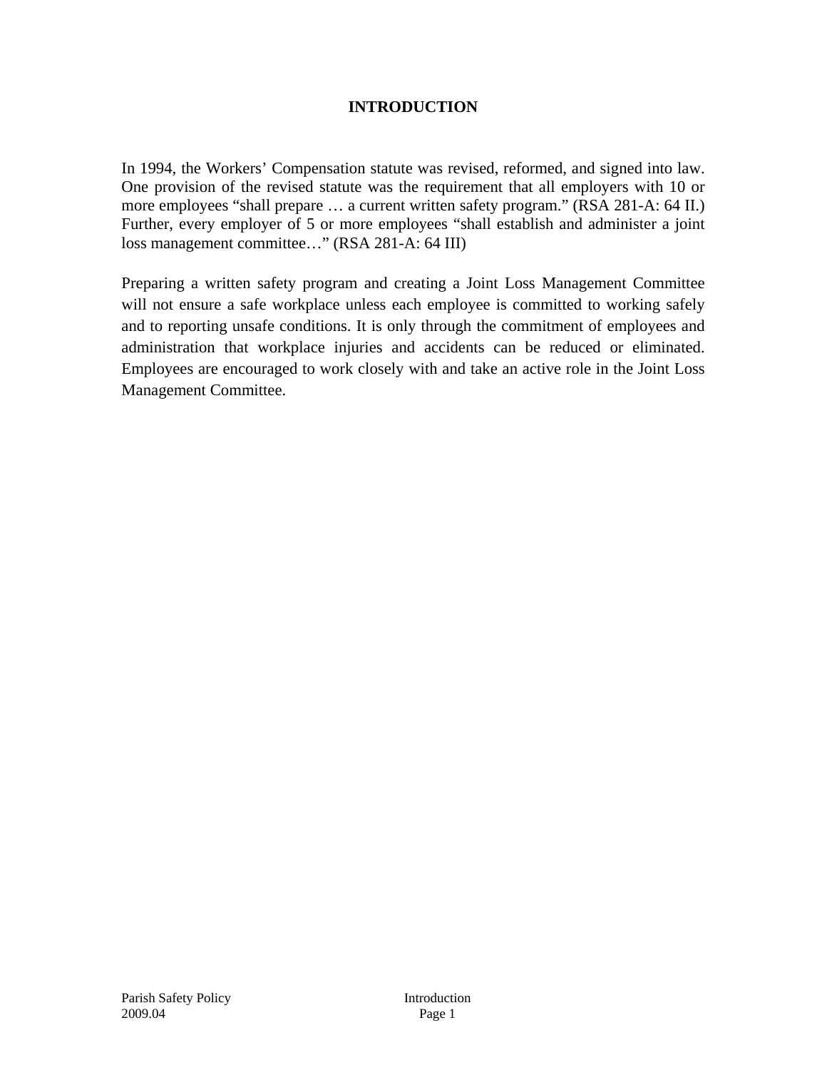# INTRODUCTION

In 1994, the Workers' Compensation statute was revised, reformed, and signed into law. One provision of the revised statute was the requirement that all employers with 10 or more employees "shall prepare … a current written safety program." (RSA 281-A: 64 II.) Further, every employer of 5 or more employees "shall establish and administer a joint loss management committee…" (RSA 281-A: 64 III)

Preparing a written safety program and creating a Joint Loss Management Committee will not ensure a safe workplace unless each employee is committed to working safely and to reporting unsafe conditions. It is only through the commitment of employees and administration that workplace injuries and accidents can be reduced or eliminated. Employees are encouraged to work closely with and take an active role in the Joint Loss Management Committee.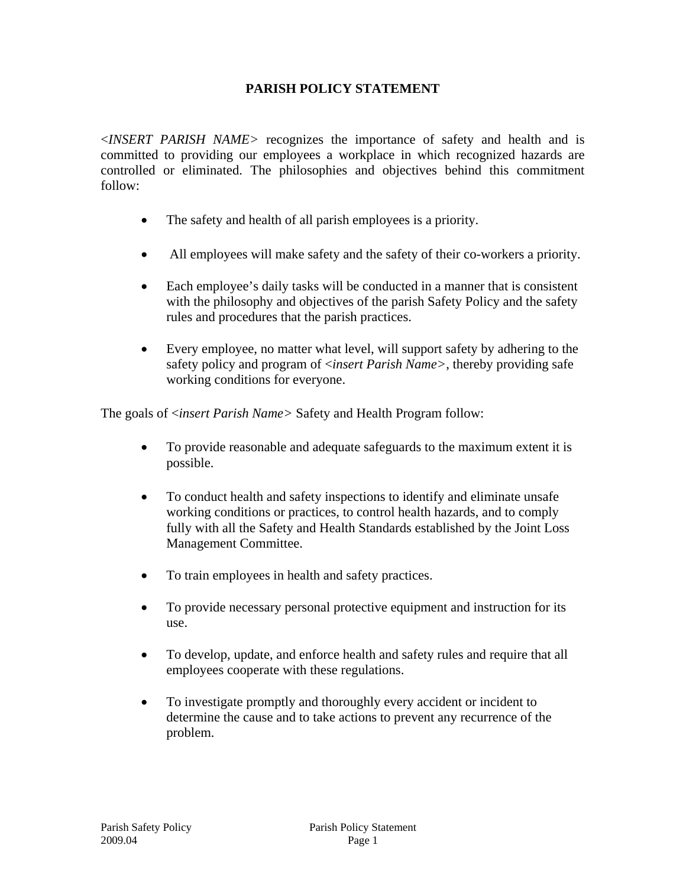# PARISH POLICY STATEMENT

*<INSERT PARISH NAME>* recognizes the importance of safety and health and is committed to providing our employees a workplace in which recognized hazards are controlled or eliminated. The philosophies and objectives behind this commitment follow:

- The safety and health of all parish employees is a priority.
- All employees will make safety and the safety of their co-workers a priority.
- Each employee's daily tasks will be conducted in a manner that is consistent with the philosophy and objectives of the parish Safety Policy and the safety rules and procedures that the parish practices.
- Every employee, no matter what level, will support safety by adhering to the safety policy and program of *<insert Parish Name>*, thereby providing safe working conditions for everyone.

The goals of *<insert Parish Name>* Safety and Health Program follow:

- To provide reasonable and adequate safeguards to the maximum extent it is possible.
- To conduct health and safety inspections to identify and eliminate unsafe working conditions or practices, to control health hazards, and to comply fully with all the Safety and Health Standards established by the Joint Loss Management Committee.
- To train employees in health and safety practices.
- To provide necessary personal protective equipment and instruction for its use.
- To develop, update, and enforce health and safety rules and require that all employees cooperate with these regulations.
- To investigate promptly and thoroughly every accident or incident to determine the cause and to take actions to prevent any recurrence of the problem.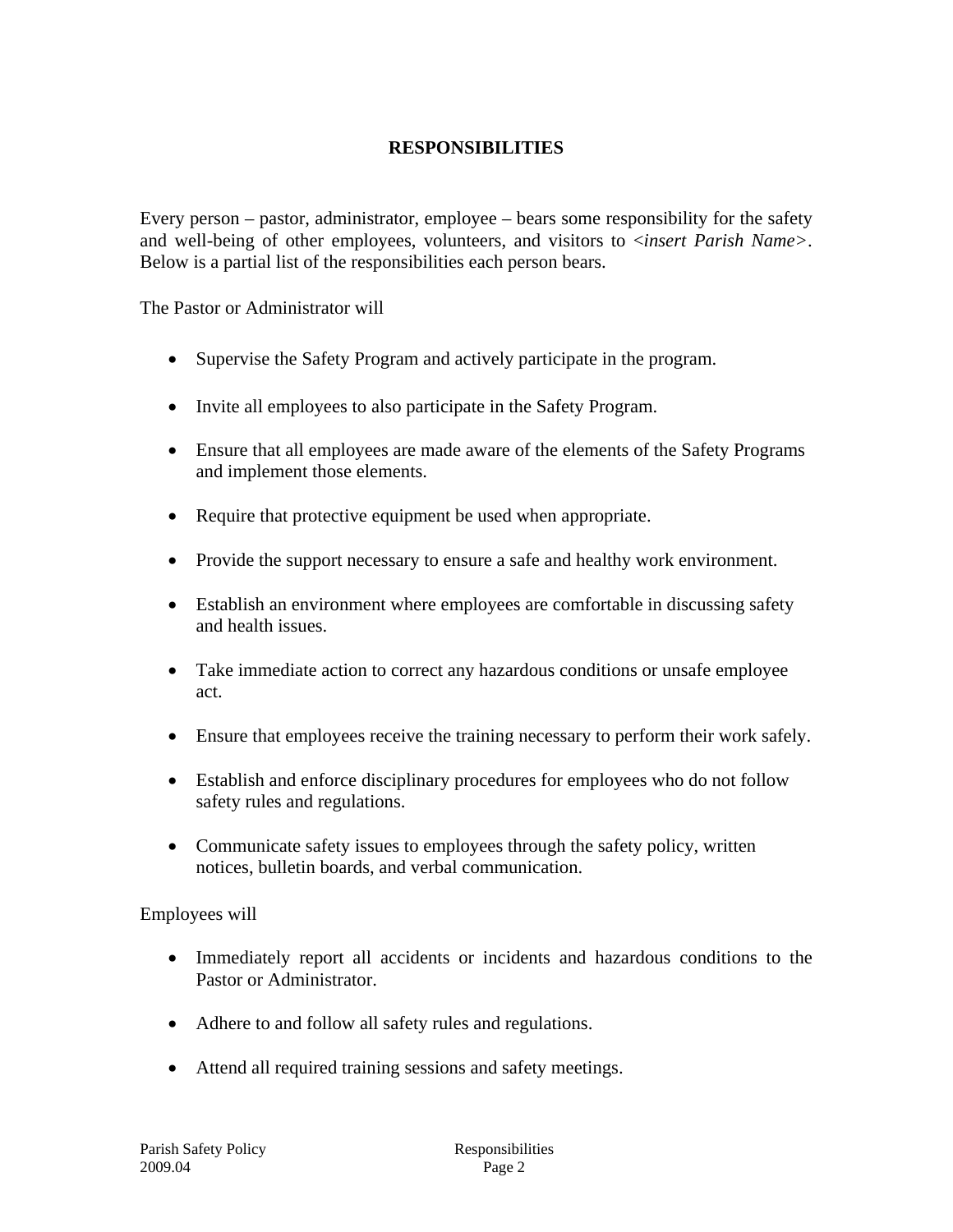## RESPONSIBILITIES

Every person – pastor, administrator, employee – bears some responsibility for the safety and well-being of other employees, volunteers, and visitors to <*insert Parish Name*>. Below is a partial list of the responsibilities each person bears.

The Pastor or Administrator will

- Supervise the Safety Program and actively participate in the program.
- Invite all employees to also participate in the Safety Program.
- Ensure that all employees are made aware of the elements of the Safety Programs and implement those elements.
- Require that protective equipment be used when appropriate.
- Provide the support necessary to ensure a safe and healthy work environment.
- Establish an environment where employees are comfortable in discussing safety and health issues.
- Take immediate action to correct any hazardous conditions or unsafe employee act.
- Ensure that employees receive the training necessary to perform their work safely.
- Establish and enforce disciplinary procedures for employees who do not follow safety rules and regulations.
- Communicate safety issues to employees through the safety policy, written notices, bulletin boards, and verbal communication.

Employees will

- Immediately report all accidents or incidents and hazardous conditions to the Pastor or Administrator.
- Adhere to and follow all safety rules and regulations.
- Attend all required training sessions and safety meetings.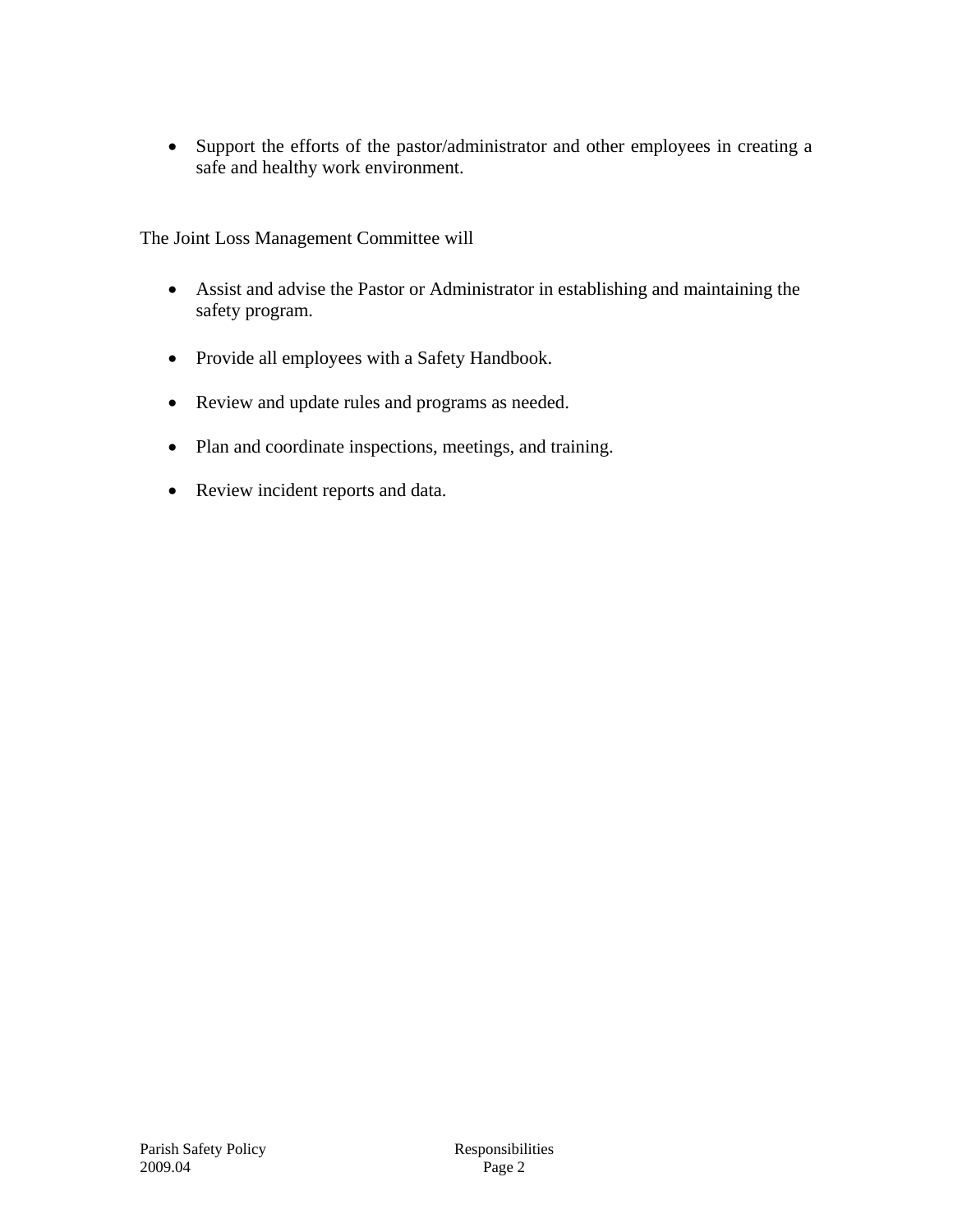- Support the efforts of the pastor/administrator and other employees in creating a safe and healthy work environment.

The Joint Loss Management Committee will

- Assist and advise the Pastor or Administrator in establishing and maintaining the safety program.
- Provide all employees with a Safety Handbook.
- Review and update rules and programs as needed.
- Plan and coordinate inspections, meetings, and training.
- Review incident reports and data.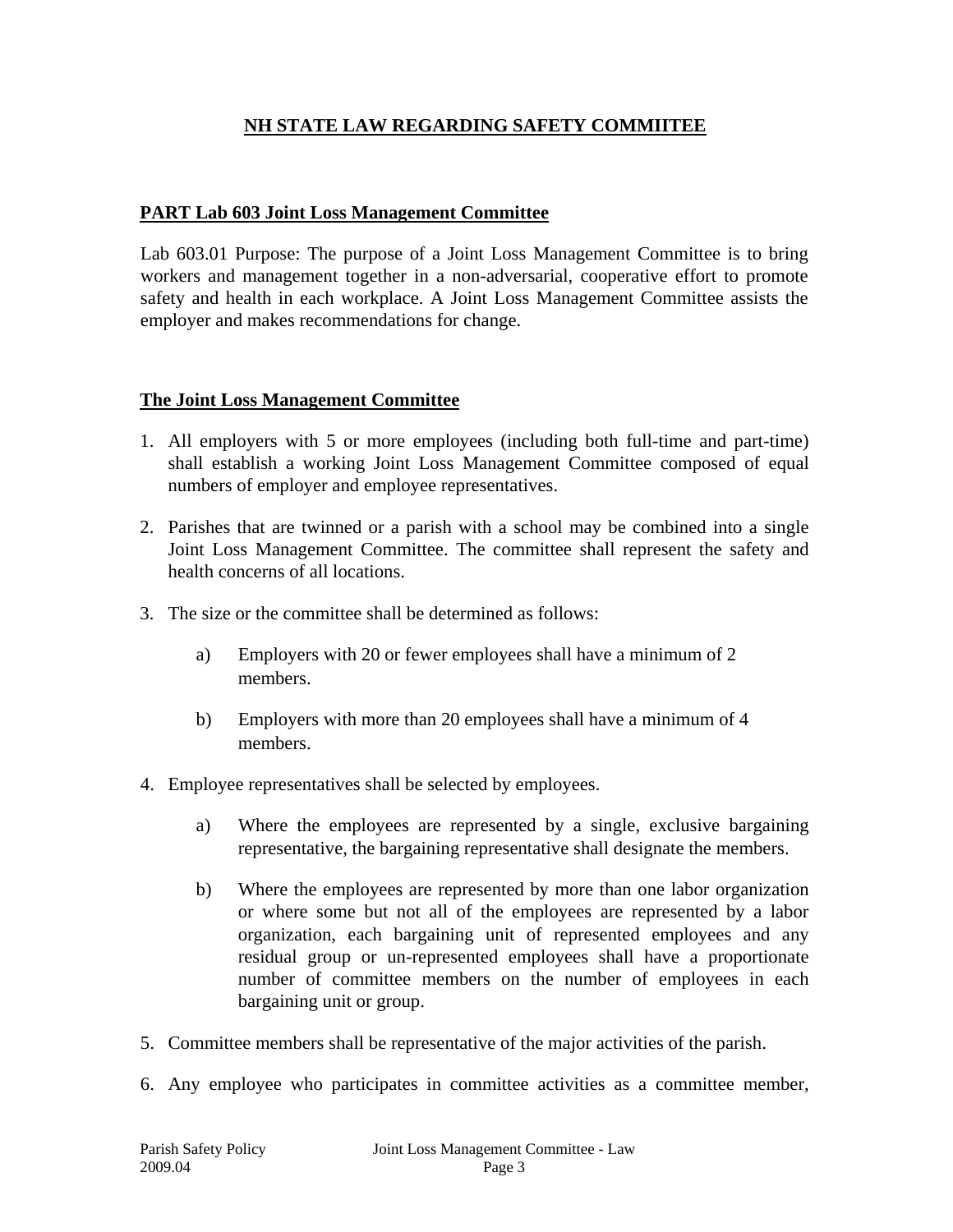## NH STATE LAW REGARDING SAFETY COMMIITEE

### PART Lab 603 Joint Loss Management Committee

Lab 603.01 Purpose: The purpose of a Joint Loss Management Committee is to bring workers and management together in a non-adversarial, cooperative effort to promote safety and health in each workplace. A Joint Loss Management Committee assists the employer and makes recommendations for change.

### The Joint Loss Management Committee

1. All employers with 5 or more employees (including both full-time and part-time) shall establish a working Joint Loss Management Committee composed of equal numbers of employer and employee representatives.

2. Parishes that are twinned or a parish with a school may be combined into a single Joint Loss Management Committee. The committee shall represent the safety and health concerns of all locations.

3. The size or the committee shall be determined as follows:

    a) Employers with 20 or fewer employees shall have a minimum of 2 members.

    b) Employers with more than 20 employees shall have a minimum of 4 members.

4. Employee representatives shall be selected by employees.

    a) Where the employees are represented by a single, exclusive bargaining representative, the bargaining representative shall designate the members.

    b) Where the employees are represented by more than one labor organization or where some but not all of the employees are represented by a labor organization, each bargaining unit of represented employees and any residual group or un-represented employees shall have a proportionate number of committee members on the number of employees in each bargaining unit or group.

5. Committee members shall be representative of the major activities of the parish.

6. Any employee who participates in committee activities as a committee member,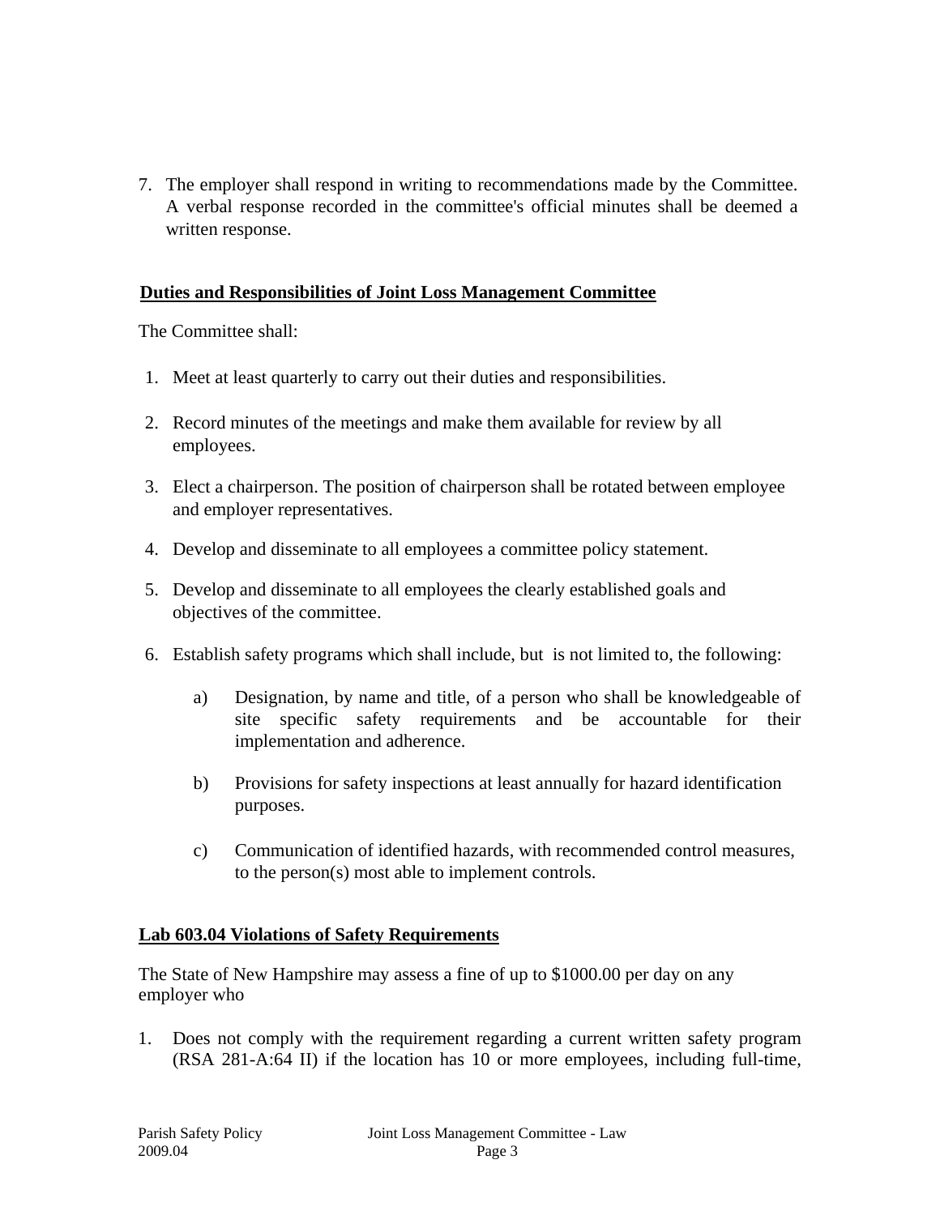7. The employer shall respond in writing to recommendations made by the Committee. A verbal response recorded in the committee's official minutes shall be deemed a written response.

**Duties and Responsibilities of Joint Loss Management Committee**

The Committee shall:

1. Meet at least quarterly to carry out their duties and responsibilities.

2. Record minutes of the meetings and make them available for review by all employees.

3. Elect a chairperson. The position of chairperson shall be rotated between employee and employer representatives.

4. Develop and disseminate to all employees a committee policy statement.

5. Develop and disseminate to all employees the clearly established goals and objectives of the committee.

6. Establish safety programs which shall include, but is not limited to, the following:

   a) Designation, by name and title, of a person who shall be knowledgeable of site specific safety requirements and be accountable for their implementation and adherence.

   b) Provisions for safety inspections at least annually for hazard identification purposes.

   c) Communication of identified hazards, with recommended control measures, to the person(s) most able to implement controls.

**Lab 603.04 Violations of Safety Requirements**

The State of New Hampshire may assess a fine of up to $1000.00 per day on any employer who

1. Does not comply with the requirement regarding a current written safety program (RSA 281-A:64 II) if the location has 10 or more employees, including full-time,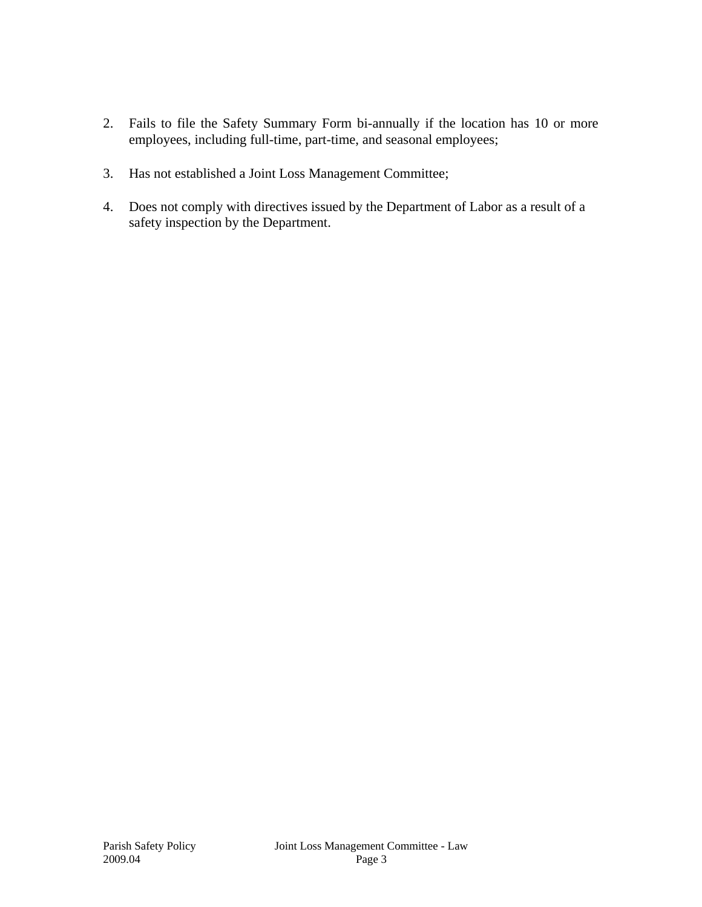2. Fails to file the Safety Summary Form bi-annually if the location has 10 or more employees, including full-time, part-time, and seasonal employees;

3. Has not established a Joint Loss Management Committee;

4. Does not comply with directives issued by the Department of Labor as a result of a safety inspection by the Department.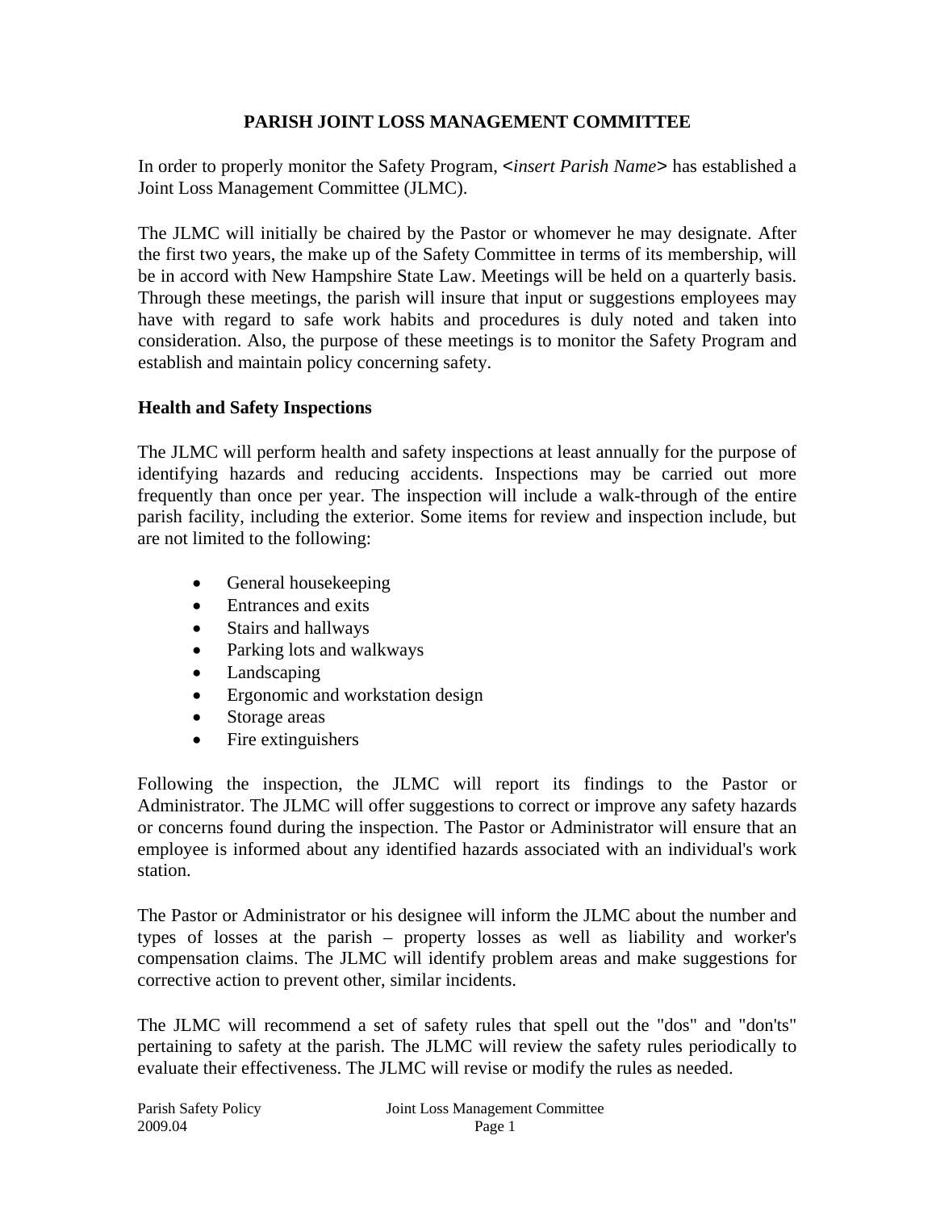# PARISH JOINT LOSS MANAGEMENT COMMITTEE

In order to properly monitor the Safety Program, **<***insert Parish Name***>** has established a Joint Loss Management Committee (JLMC).

The JLMC will initially be chaired by the Pastor or whomever he may designate. After the first two years, the make up of the Safety Committee in terms of its membership, will be in accord with New Hampshire State Law. Meetings will be held on a quarterly basis. Through these meetings, the parish will insure that input or suggestions employees may have with regard to safe work habits and procedures is duly noted and taken into consideration. Also, the purpose of these meetings is to monitor the Safety Program and establish and maintain policy concerning safety.

## Health and Safety Inspections

The JLMC will perform health and safety inspections at least annually for the purpose of identifying hazards and reducing accidents. Inspections may be carried out more frequently than once per year. The inspection will include a walk-through of the entire parish facility, including the exterior. Some items for review and inspection include, but are not limited to the following:

- General housekeeping
- Entrances and exits
- Stairs and hallways
- Parking lots and walkways
- Landscaping
- Ergonomic and workstation design
- Storage areas
- Fire extinguishers

Following the inspection, the JLMC will report its findings to the Pastor or Administrator. The JLMC will offer suggestions to correct or improve any safety hazards or concerns found during the inspection. The Pastor or Administrator will ensure that an employee is informed about any identified hazards associated with an individual's work station.

The Pastor or Administrator or his designee will inform the JLMC about the number and types of losses at the parish – property losses as well as liability and worker's compensation claims. The JLMC will identify problem areas and make suggestions for corrective action to prevent other, similar incidents.

The JLMC will recommend a set of safety rules that spell out the "dos" and "don'ts" pertaining to safety at the parish. The JLMC will review the safety rules periodically to evaluate their effectiveness. The JLMC will revise or modify the rules as needed.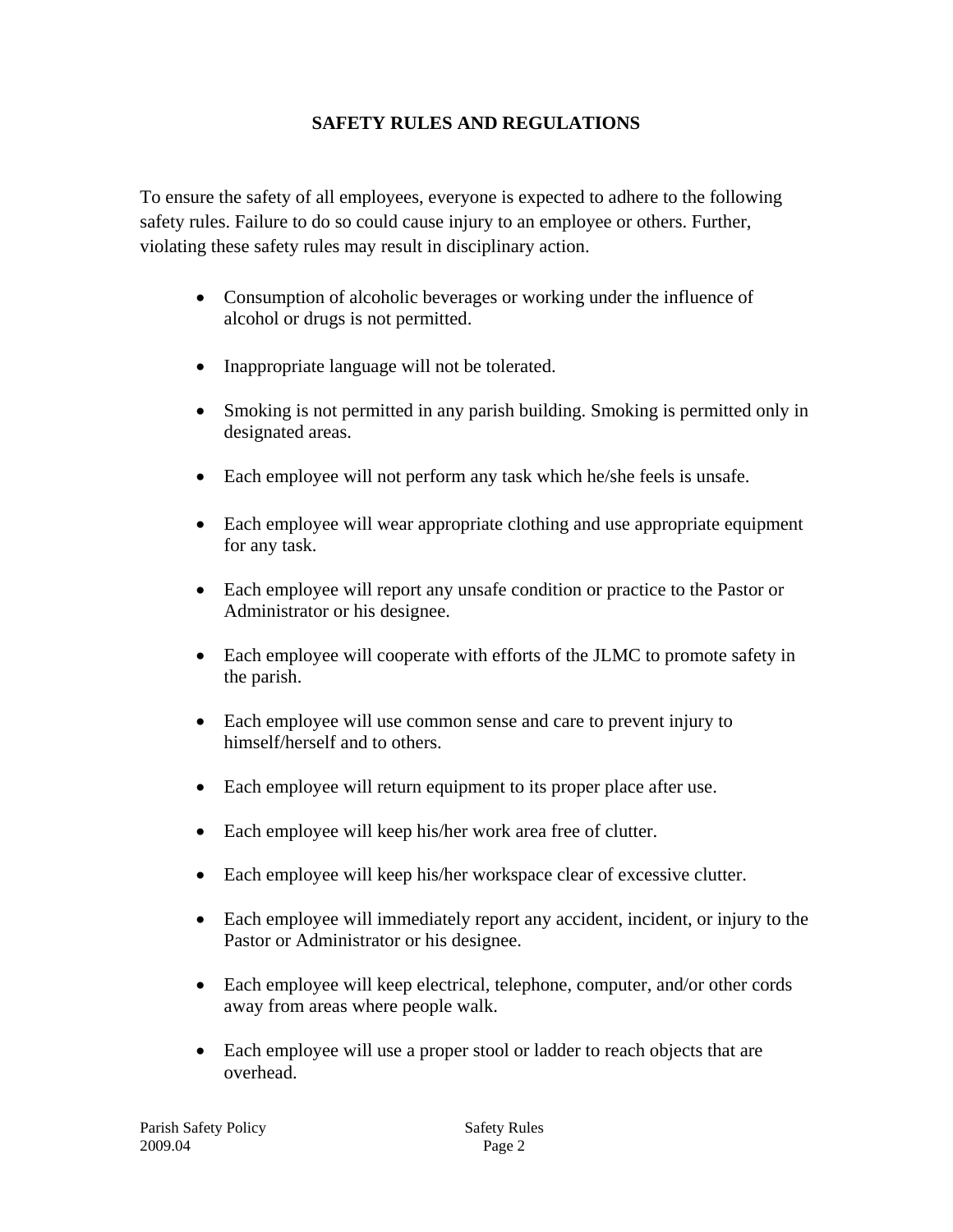## SAFETY RULES AND REGULATIONS

To ensure the safety of all employees, everyone is expected to adhere to the following safety rules. Failure to do so could cause injury to an employee or others. Further, violating these safety rules may result in disciplinary action.

- Consumption of alcoholic beverages or working under the influence of alcohol or drugs is not permitted.
- Inappropriate language will not be tolerated.
- Smoking is not permitted in any parish building. Smoking is permitted only in designated areas.
- Each employee will not perform any task which he/she feels is unsafe.
- Each employee will wear appropriate clothing and use appropriate equipment for any task.
- Each employee will report any unsafe condition or practice to the Pastor or Administrator or his designee.
- Each employee will cooperate with efforts of the JLMC to promote safety in the parish.
- Each employee will use common sense and care to prevent injury to himself/herself and to others.
- Each employee will return equipment to its proper place after use.
- Each employee will keep his/her work area free of clutter.
- Each employee will keep his/her workspace clear of excessive clutter.
- Each employee will immediately report any accident, incident, or injury to the Pastor or Administrator or his designee.
- Each employee will keep electrical, telephone, computer, and/or other cords away from areas where people walk.
- Each employee will use a proper stool or ladder to reach objects that are overhead.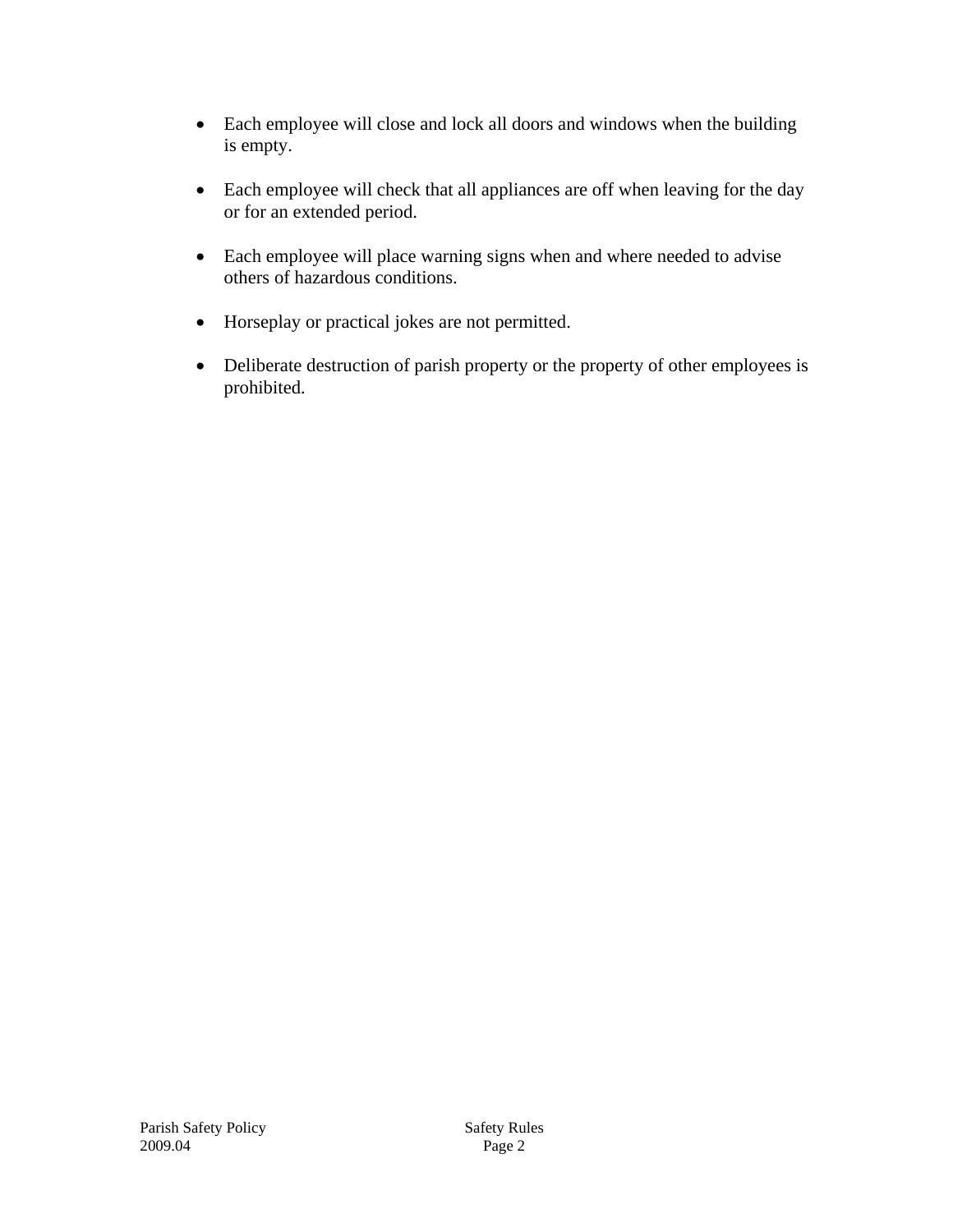- Each employee will close and lock all doors and windows when the building is empty.

- Each employee will check that all appliances are off when leaving for the day or for an extended period.

- Each employee will place warning signs when and where needed to advise others of hazardous conditions.

- Horseplay or practical jokes are not permitted.

- Deliberate destruction of parish property or the property of other employees is prohibited.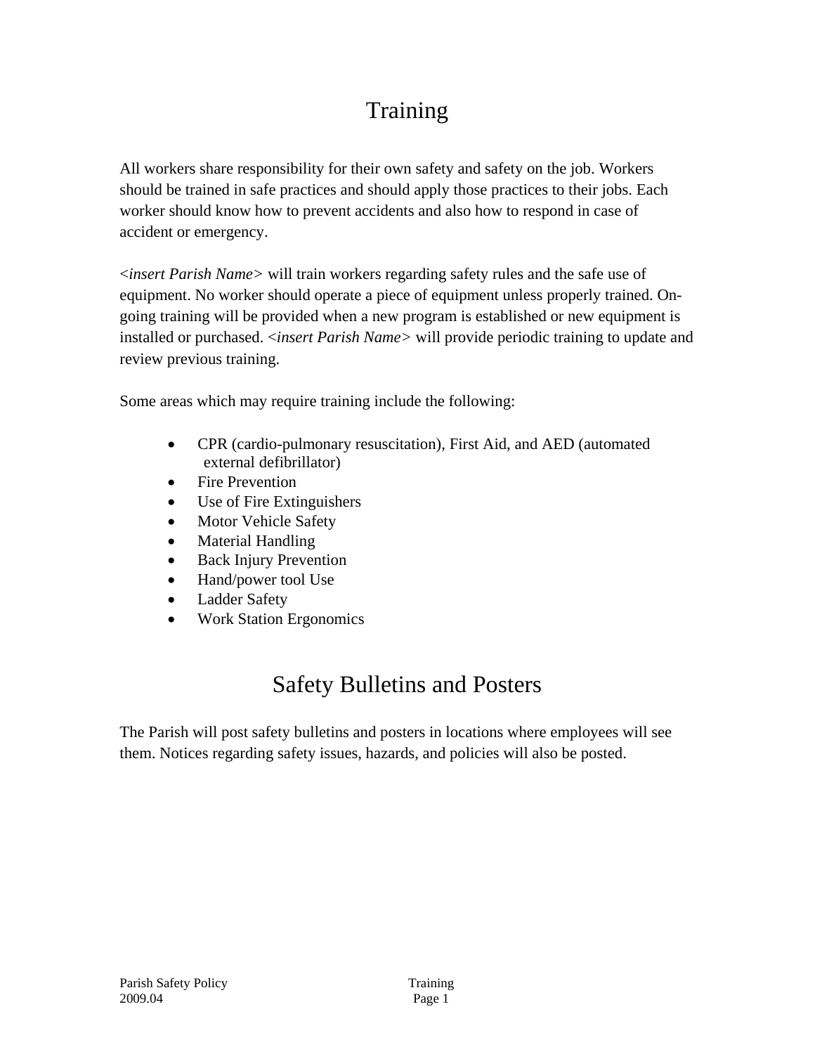# Training

All workers share responsibility for their own safety and safety on the job. Workers should be trained in safe practices and should apply those practices to their jobs. Each worker should know how to prevent accidents and also how to respond in case of accident or emergency.

<*insert Parish Name*> will train workers regarding safety rules and the safe use of equipment. No worker should operate a piece of equipment unless properly trained. On-going training will be provided when a new program is established or new equipment is installed or purchased. <*insert Parish Name*> will provide periodic training to update and review previous training.

Some areas which may require training include the following:

- CPR (cardio-pulmonary resuscitation), First Aid, and AED (automated external defibrillator)
- Fire Prevention
- Use of Fire Extinguishers
- Motor Vehicle Safety
- Material Handling
- Back Injury Prevention
- Hand/power tool Use
- Ladder Safety
- Work Station Ergonomics

# Safety Bulletins and Posters

The Parish will post safety bulletins and posters in locations where employees will see them. Notices regarding safety issues, hazards, and policies will also be posted.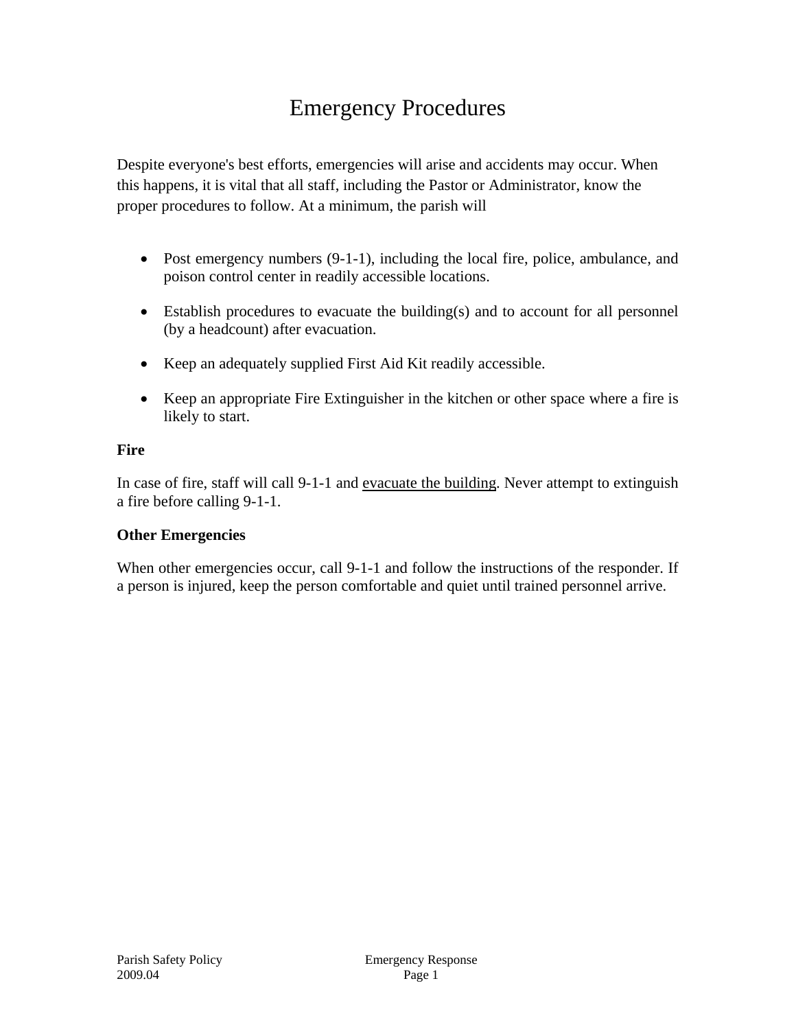# Emergency Procedures

Despite everyone's best efforts, emergencies will arise and accidents may occur. When this happens, it is vital that all staff, including the Pastor or Administrator, know the proper procedures to follow. At a minimum, the parish will

- Post emergency numbers (9-1-1), including the local fire, police, ambulance, and poison control center in readily accessible locations.
- Establish procedures to evacuate the building(s) and to account for all personnel (by a headcount) after evacuation.
- Keep an adequately supplied First Aid Kit readily accessible.
- Keep an appropriate Fire Extinguisher in the kitchen or other space where a fire is likely to start.

**Fire**

In case of fire, staff will call 9-1-1 and <u>evacuate the building</u>. Never attempt to extinguish a fire before calling 9-1-1.

**Other Emergencies**

When other emergencies occur, call 9-1-1 and follow the instructions of the responder. If a person is injured, keep the person comfortable and quiet until trained personnel arrive.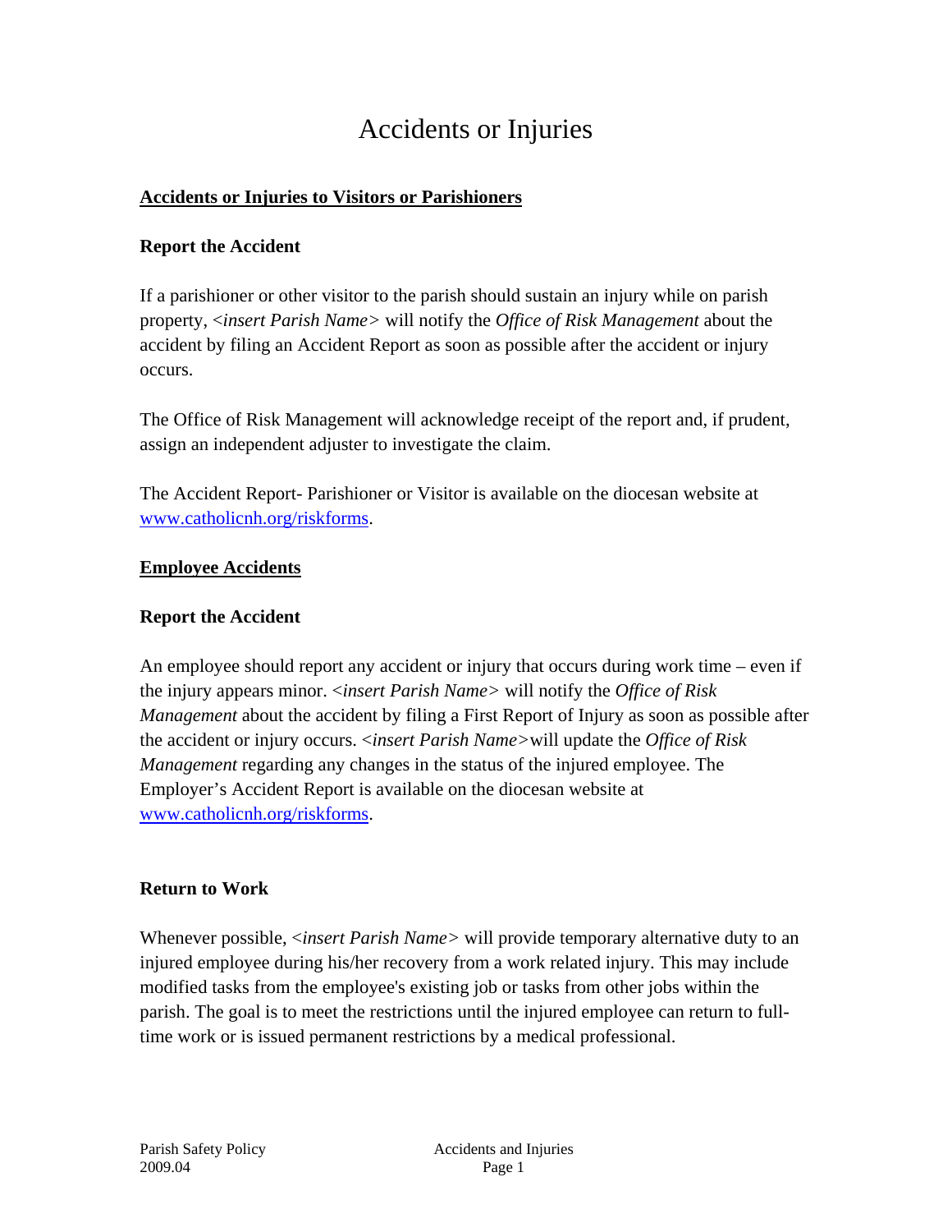# Accidents or Injuries

## Accidents or Injuries to Visitors or Parishioners

### Report the Accident

If a parishioner or other visitor to the parish should sustain an injury while on parish property, <*insert Parish Name*> will notify the *Office of Risk Management* about the accident by filing an Accident Report as soon as possible after the accident or injury occurs.

The Office of Risk Management will acknowledge receipt of the report and, if prudent, assign an independent adjuster to investigate the claim.

The Accident Report- Parishioner or Visitor is available on the diocesan website at www.catholicnh.org/riskforms.

## Employee Accidents

### Report the Accident

An employee should report any accident or injury that occurs during work time – even if the injury appears minor. <*insert Parish Name*> will notify the *Office of Risk Management* about the accident by filing a First Report of Injury as soon as possible after the accident or injury occurs. <*insert Parish Name*>will update the *Office of Risk Management* regarding any changes in the status of the injured employee. The Employer's Accident Report is available on the diocesan website at www.catholicnh.org/riskforms.

### Return to Work

Whenever possible, <*insert Parish Name*> will provide temporary alternative duty to an injured employee during his/her recovery from a work related injury. This may include modified tasks from the employee's existing job or tasks from other jobs within the parish. The goal is to meet the restrictions until the injured employee can return to full-time work or is issued permanent restrictions by a medical professional.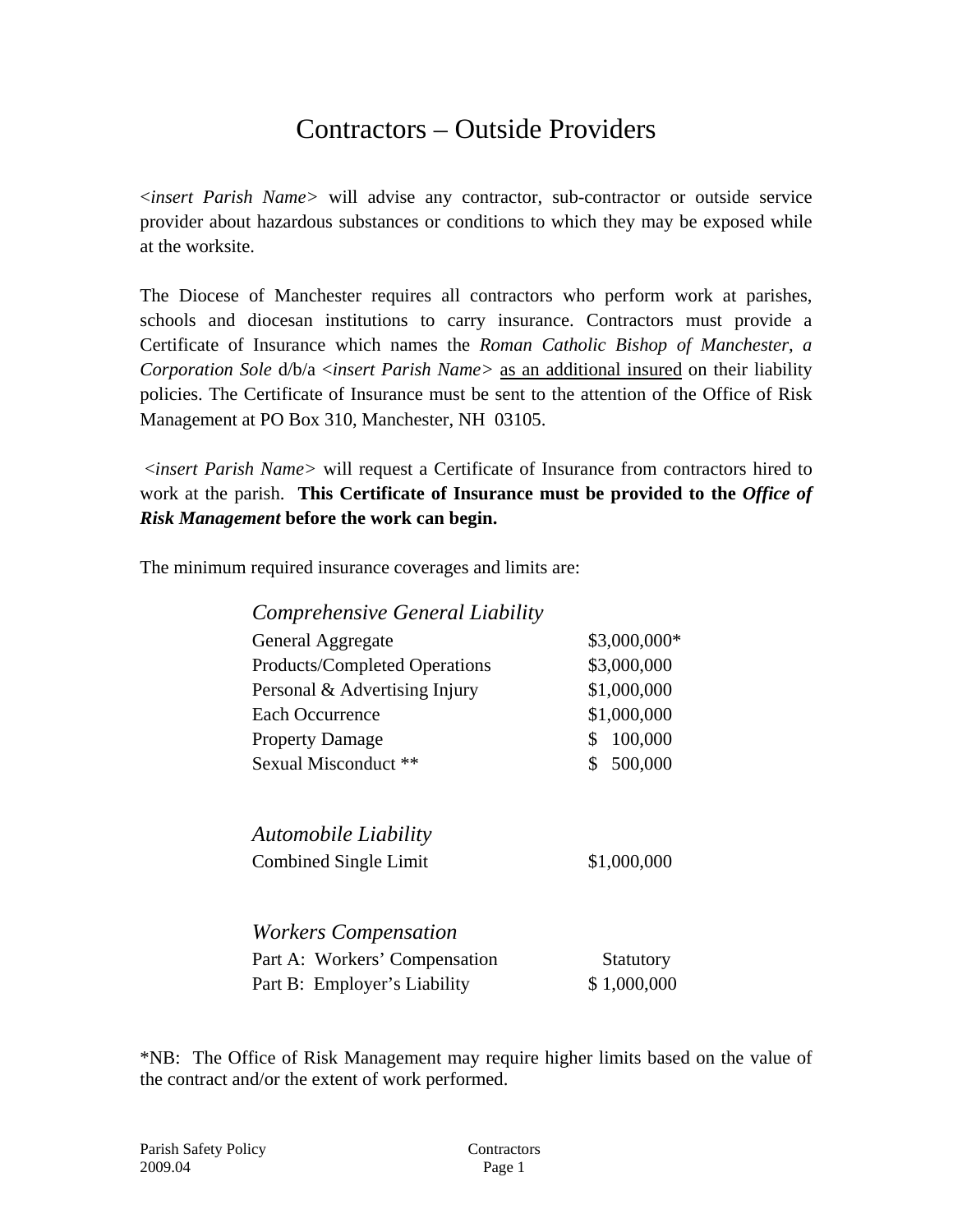# Contractors – Outside Providers

<*insert Parish Name*> will advise any contractor, sub-contractor or outside service provider about hazardous substances or conditions to which they may be exposed while at the worksite.

The Diocese of Manchester requires all contractors who perform work at parishes, schools and diocesan institutions to carry insurance. Contractors must provide a Certificate of Insurance which names the *Roman Catholic Bishop of Manchester, a Corporation Sole* d/b/a <*insert Parish Name*> <u>as an additional insured</u> on their liability policies. The Certificate of Insurance must be sent to the attention of the Office of Risk Management at PO Box 310, Manchester, NH 03105.

<*insert Parish Name*> will request a Certificate of Insurance from contractors hired to work at the parish. **This Certificate of Insurance must be provided to the *Office of Risk Management* before the work can begin.**

The minimum required insurance coverages and limits are:

| *Comprehensive General Liability* | |
|---|---|
| General Aggregate | $3,000,000* |
| Products/Completed Operations | $3,000,000 |
| Personal & Advertising Injury | $1,000,000 |
| Each Occurrence | $1,000,000 |
| Property Damage | $ 100,000 |
| Sexual Misconduct ** | $ 500,000 |
| | |
| *Automobile Liability* | |
| Combined Single Limit | $1,000,000 |
| | |
| *Workers Compensation* | |
| Part A: Workers' Compensation | Statutory |
| Part B: Employer's Liability | $ 1,000,000 |

*NB: The Office of Risk Management may require higher limits based on the value of the contract and/or the extent of work performed.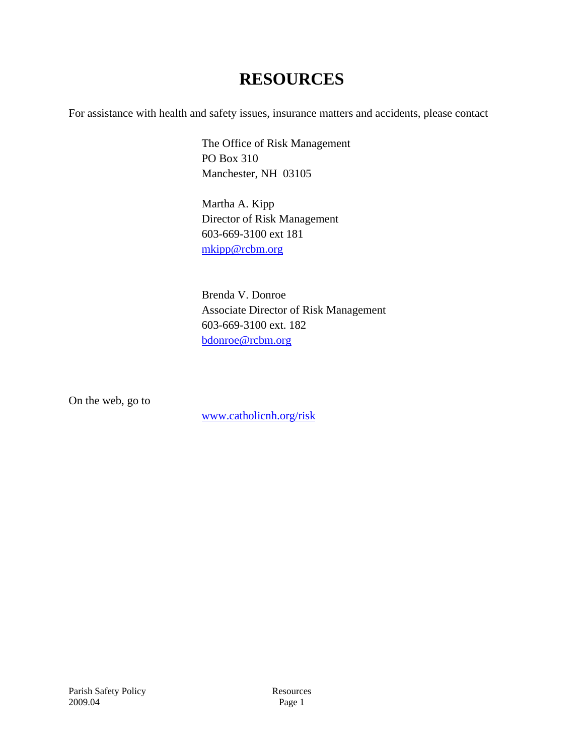# RESOURCES

For assistance with health and safety issues, insurance matters and accidents, please contact

The Office of Risk Management  
PO Box 310  
Manchester, NH 03105

Martha A. Kipp  
Director of Risk Management  
603-669-3100 ext 181  
mkipp@rcbm.org

Brenda V. Donroe  
Associate Director of Risk Management  
603-669-3100 ext. 182  
bdonroe@rcbm.org

On the web, go to

www.catholicnh.org/risk